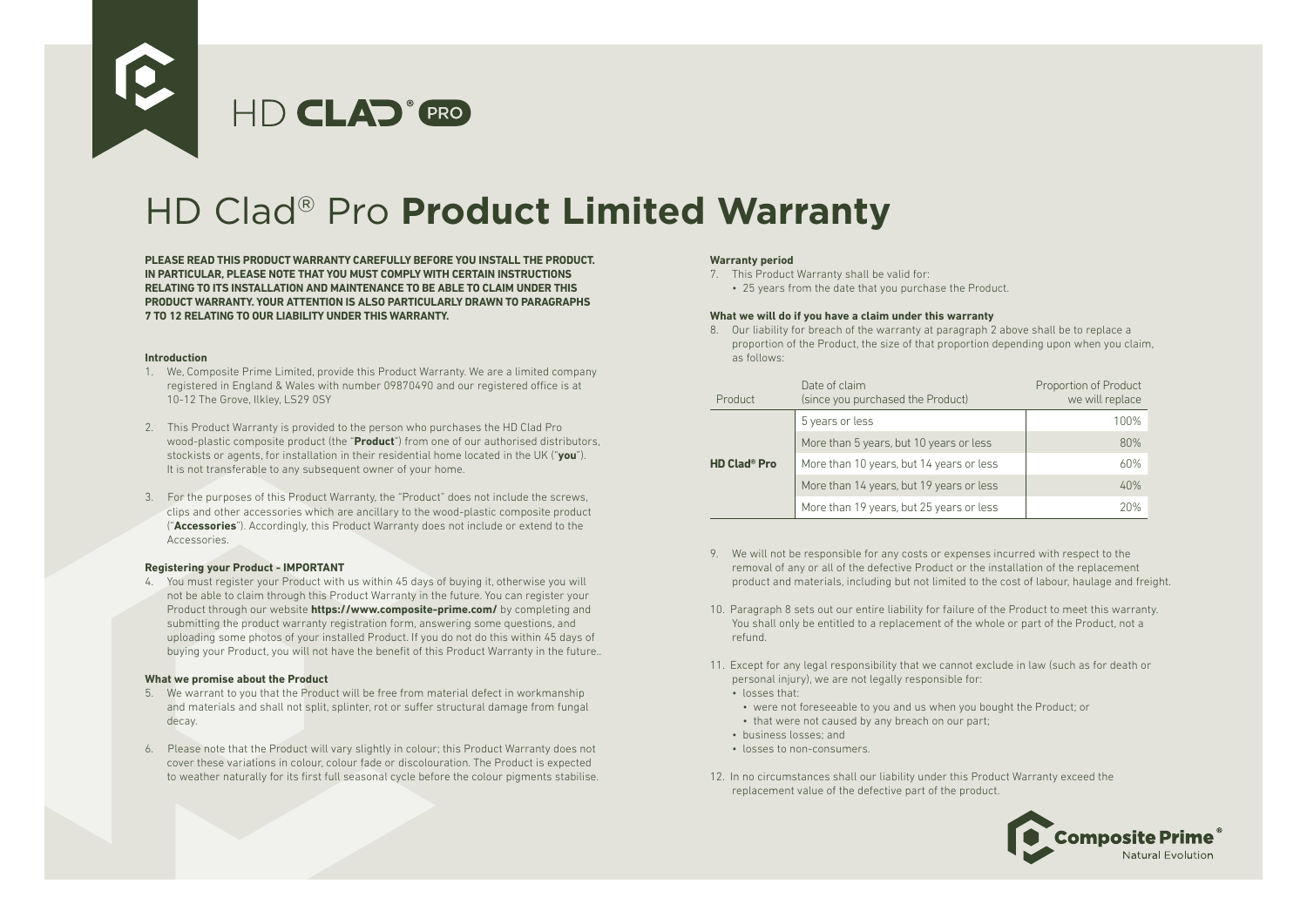# HD Clad® Pro **Product Limited Warranty**

**PLEASE READ THIS PRODUCT WARRANTY CAREFULLY BEFORE YOU INSTALL THE PRODUCT. IN PARTICULAR, PLEASE NOTE THAT YOU MUST COMPLY WITH CERTAIN INSTRUCTIONS RELATING TO ITS INSTALLATION AND MAINTENANCE TO BE ABLE TO CLAIM UNDER THIS PRODUCT WARRANTY. YOUR ATTENTION IS ALSO PARTICULARLY DRAWN TO PARAGRAPHS 7 TO 12 RELATING TO OUR LIABILITY UNDER THIS WARRANTY.**

**Introduction**

1. We, Composite Prime Limited, provide this Product Warranty. We are a limited company registered in England & Wales with number 09870490 and our registered office is at 10-12 The Grove, Ilkley, LS29 0SY

2. This Product Warranty is provided to the person who purchases the HD Clad Pro wood-plastic composite product (the "**Product**") from one of our authorised distributors, stockists or agents, for installation in their residential home located in the UK ("**you**"). It is not transferable to any subsequent owner of your home.

3. For the purposes of this Product Warranty, the "Product" does not include the screws, clips and other accessories which are ancillary to the wood-plastic composite product ("**Accessories**"). Accordingly, this Product Warranty does not include or extend to the Accessories.

**Registering your Product - IMPORTANT**

4. You must register your Product with us within 45 days of buying it, otherwise you will not be able to claim through this Product Warranty in the future. You can register your Product through our website **https://www.composite-prime.com/** by completing and submitting the product warranty registration form, answering some questions, and uploading some photos of your installed Product. If you do not do this within 45 days of buying your Product, you will not have the benefit of this Product Warranty in the future..

**What we promise about the Product**

5. We warrant to you that the Product will be free from material defect in workmanship and materials and shall not split, splinter, rot or suffer structural damage from fungal decay.

6. Please note that the Product will vary slightly in colour; this Product Warranty does not cover these variations in colour, colour fade or discolouration. The Product is expected to weather naturally for its first full seasonal cycle before the colour pigments stabilise.

**Warranty period**

7. This Product Warranty shall be valid for:
   - 25 years from the date that you purchase the Product.

**What we will do if you have a claim under this warranty**

8. Our liability for breach of the warranty at paragraph 2 above shall be to replace a proportion of the Product, the size of that proportion depending upon when you claim, as follows:

| Product | Date of claim (since you purchased the Product) | Proportion of Product we will replace |
|---|---|---|
| **HD Clad® Pro** | 5 years or less | 100% |
| | More than 5 years, but 10 years or less | 80% |
| | More than 10 years, but 14 years or less | 60% |
| | More than 14 years, but 19 years or less | 40% |
| | More than 19 years, but 25 years or less | 20% |

9. We will not be responsible for any costs or expenses incurred with respect to the removal of any or all of the defective Product or the installation of the replacement product and materials, including but not limited to the cost of labour, haulage and freight.

10. Paragraph 8 sets out our entire liability for failure of the Product to meet this warranty. You shall only be entitled to a replacement of the whole or part of the Product, not a refund.

11. Except for any legal responsibility that we cannot exclude in law (such as for death or personal injury), we are not legally responsible for:
    - losses that:
      - were not foreseeable to you and us when you bought the Product; or
      - that were not caused by any breach on our part;
    - business losses; and
    - losses to non-consumers.

12. In no circumstances shall our liability under this Product Warranty exceed the replacement value of the defective part of the product.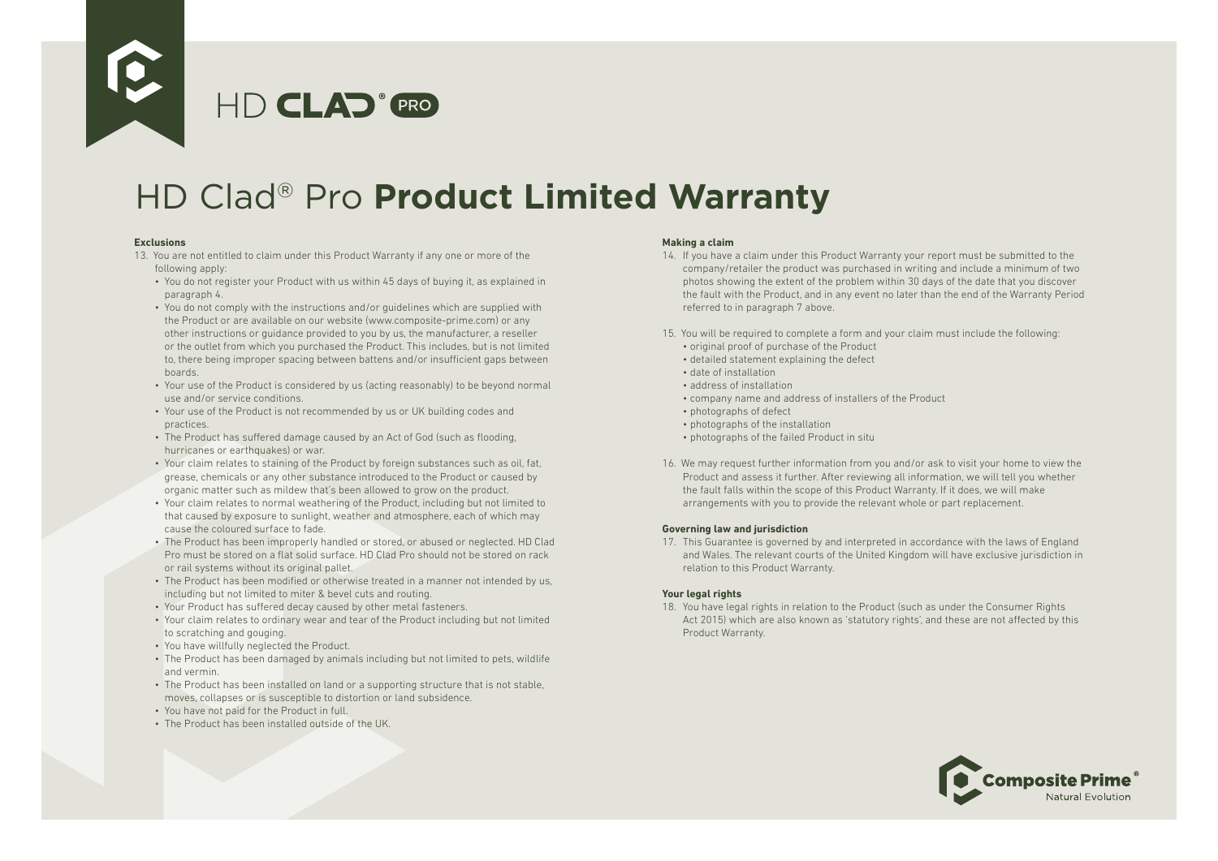# HD Clad® Pro **Product Limited Warranty**

**Exclusions**

13. You are not entitled to claim under this Product Warranty if any one or more of the following apply:
    - You do not register your Product with us within 45 days of buying it, as explained in paragraph 4.
    - You do not comply with the instructions and/or guidelines which are supplied with the Product or are available on our website (www.composite-prime.com) or any other instructions or guidance provided to you by us, the manufacturer, a reseller or the outlet from which you purchased the Product. This includes, but is not limited to, there being improper spacing between battens and/or insufficient gaps between boards.
    - Your use of the Product is considered by us (acting reasonably) to be beyond normal use and/or service conditions.
    - Your use of the Product is not recommended by us or UK building codes and practices.
    - The Product has suffered damage caused by an Act of God (such as flooding, hurricanes or earthquakes) or war.
    - Your claim relates to staining of the Product by foreign substances such as oil, fat, grease, chemicals or any other substance introduced to the Product or caused by organic matter such as mildew that's been allowed to grow on the product.
    - Your claim relates to normal weathering of the Product, including but not limited to that caused by exposure to sunlight, weather and atmosphere, each of which may cause the coloured surface to fade.
    - The Product has been improperly handled or stored, or abused or neglected. HD Clad Pro must be stored on a flat solid surface. HD Clad Pro should not be stored on rack or rail systems without its original pallet.
    - The Product has been modified or otherwise treated in a manner not intended by us, including but not limited to miter & bevel cuts and routing.
    - Your Product has suffered decay caused by other metal fasteners.
    - Your claim relates to ordinary wear and tear of the Product including but not limited to scratching and gouging.
    - You have willfully neglected the Product.
    - The Product has been damaged by animals including but not limited to pets, wildlife and vermin.
    - The Product has been installed on land or a supporting structure that is not stable, moves, collapses or is susceptible to distortion or land subsidence.
    - You have not paid for the Product in full.
    - The Product has been installed outside of the UK.

**Making a claim**

14. If you have a claim under this Product Warranty your report must be submitted to the company/retailer the product was purchased in writing and include a minimum of two photos showing the extent of the problem within 30 days of the date that you discover the fault with the Product, and in any event no later than the end of the Warranty Period referred to in paragraph 7 above.

15. You will be required to complete a form and your claim must include the following:
    - original proof of purchase of the Product
    - detailed statement explaining the defect
    - date of installation
    - address of installation
    - company name and address of installers of the Product
    - photographs of defect
    - photographs of the installation
    - photographs of the failed Product in situ

16. We may request further information from you and/or ask to visit your home to view the Product and assess it further. After reviewing all information, we will tell you whether the fault falls within the scope of this Product Warranty. If it does, we will make arrangements with you to provide the relevant whole or part replacement.

**Governing law and jurisdiction**

17. This Guarantee is governed by and interpreted in accordance with the laws of England and Wales. The relevant courts of the United Kingdom will have exclusive jurisdiction in relation to this Product Warranty.

**Your legal rights**

18. You have legal rights in relation to the Product (such as under the Consumer Rights Act 2015) which are also known as 'statutory rights', and these are not affected by this Product Warranty.